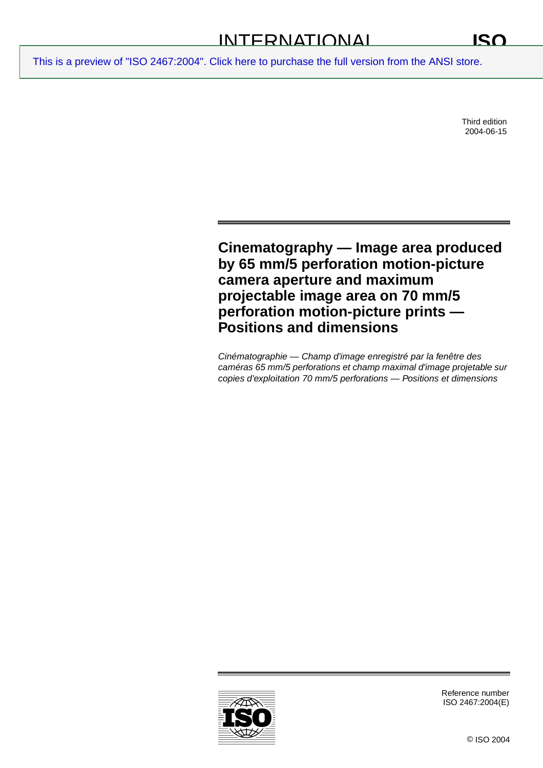# INTERNATIONAL STANDARD ISO 2467

This is a preview of "ISO 2467:2004". Click here to purchase the full version from the ANSI store.

Third edition
2004-06-15

# Cinematography — Image area produced by 65 mm/5 perforation motion-picture camera aperture and maximum projectable image area on 70 mm/5 perforation motion-picture prints — Positions and dimensions

*Cinématographie — Champ d'image enregistré par la fenêtre des caméras 65 mm/5 perforations et champ maximal d'image projetable sur copies d'exploitation 70 mm/5 perforations — Positions et dimensions*

Reference number
ISO 2467:2004(E)

© ISO 2004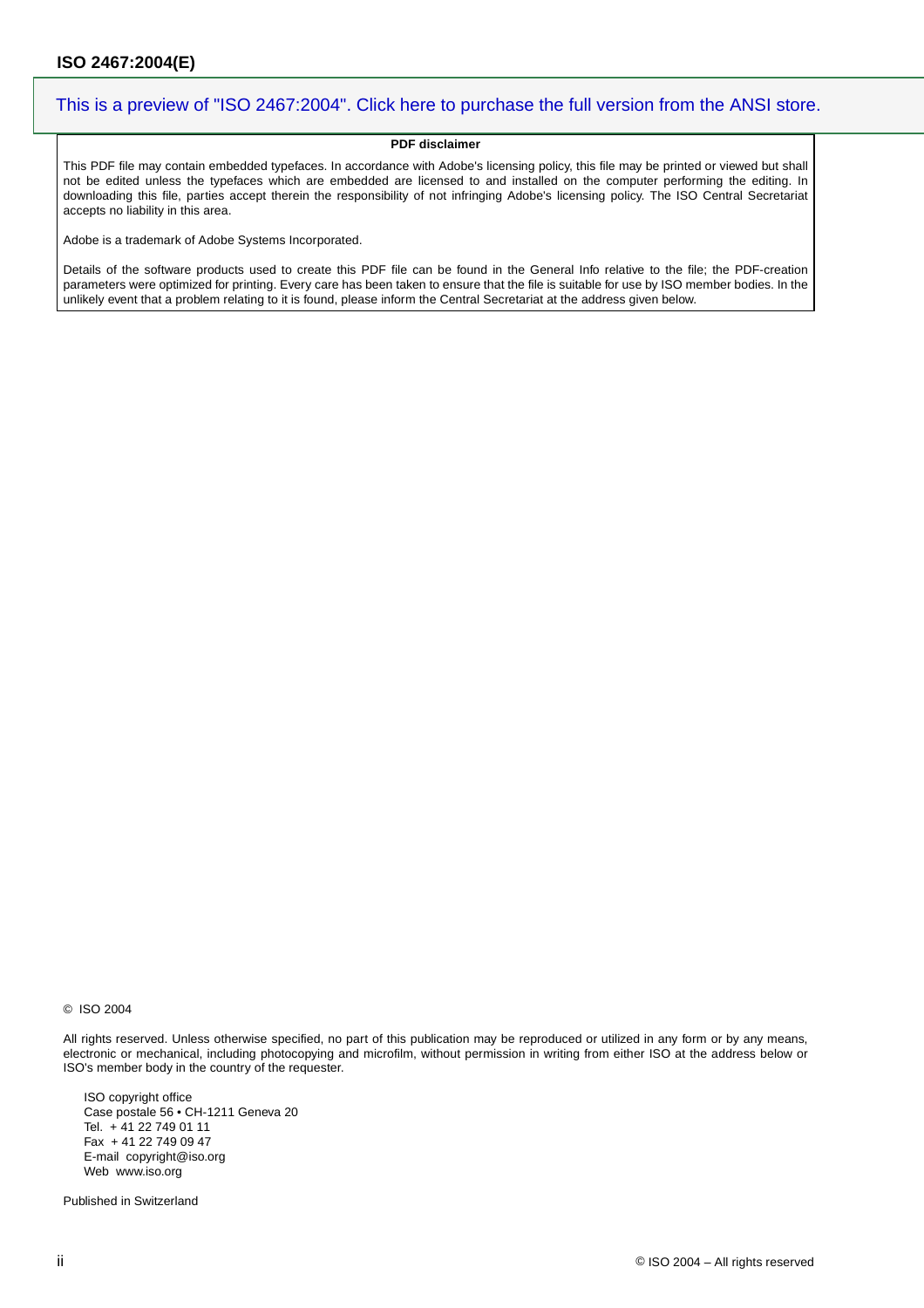This is a preview of "ISO 2467:2004". Click here to purchase the full version from the ANSI store.

**PDF disclaimer**

This PDF file may contain embedded typefaces. In accordance with Adobe's licensing policy, this file may be printed or viewed but shall not be edited unless the typefaces which are embedded are licensed to and installed on the computer performing the editing. In downloading this file, parties accept therein the responsibility of not infringing Adobe's licensing policy. The ISO Central Secretariat accepts no liability in this area.

Adobe is a trademark of Adobe Systems Incorporated.

Details of the software products used to create this PDF file can be found in the General Info relative to the file; the PDF-creation parameters were optimized for printing. Every care has been taken to ensure that the file is suitable for use by ISO member bodies. In the unlikely event that a problem relating to it is found, please inform the Central Secretariat at the address given below.

© ISO 2004

All rights reserved. Unless otherwise specified, no part of this publication may be reproduced or utilized in any form or by any means, electronic or mechanical, including photocopying and microfilm, without permission in writing from either ISO at the address below or ISO's member body in the country of the requester.

ISO copyright office  
Case postale 56 • CH-1211 Geneva 20  
Tel. + 41 22 749 01 11  
Fax + 41 22 749 09 47  
E-mail copyright@iso.org  
Web www.iso.org

Published in Switzerland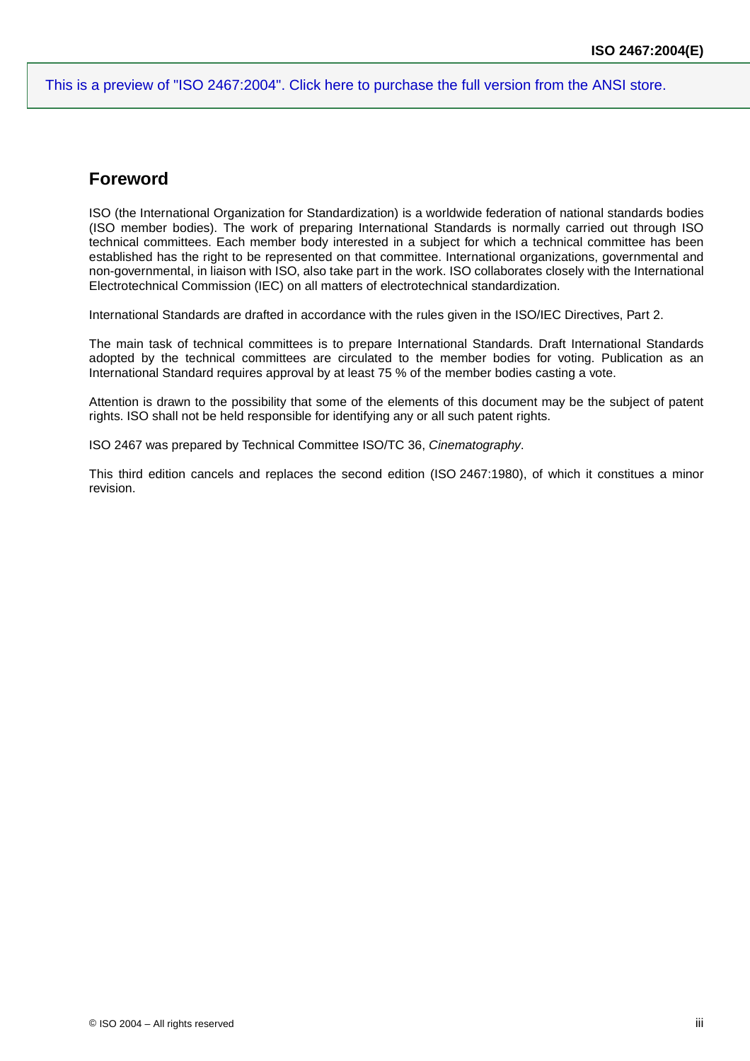## Foreword

ISO (the International Organization for Standardization) is a worldwide federation of national standards bodies (ISO member bodies). The work of preparing International Standards is normally carried out through ISO technical committees. Each member body interested in a subject for which a technical committee has been established has the right to be represented on that committee. International organizations, governmental and non-governmental, in liaison with ISO, also take part in the work. ISO collaborates closely with the International Electrotechnical Commission (IEC) on all matters of electrotechnical standardization.

International Standards are drafted in accordance with the rules given in the ISO/IEC Directives, Part 2.

The main task of technical committees is to prepare International Standards. Draft International Standards adopted by the technical committees are circulated to the member bodies for voting. Publication as an International Standard requires approval by at least 75 % of the member bodies casting a vote.

Attention is drawn to the possibility that some of the elements of this document may be the subject of patent rights. ISO shall not be held responsible for identifying any or all such patent rights.

ISO 2467 was prepared by Technical Committee ISO/TC 36, *Cinematography*.

This third edition cancels and replaces the second edition (ISO 2467:1980), of which it constitues a minor revision.